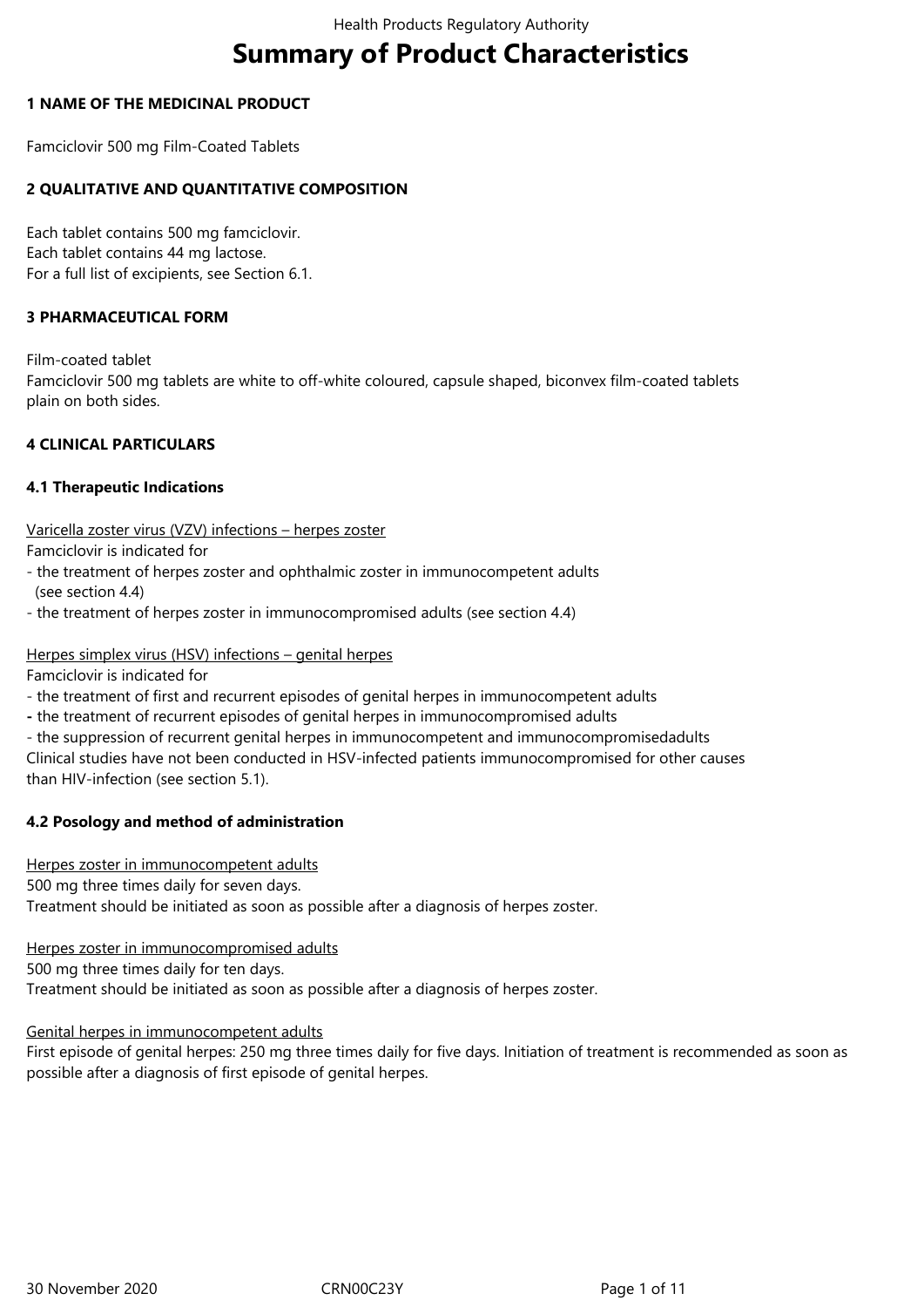# Summary of Product Characteristics

## 1 NAME OF THE MEDICINAL PRODUCT

Famciclovir 500 mg Film-Coated Tablets

## 2 QUALITATIVE AND QUANTITATIVE COMPOSITION

Each tablet contains 500 mg famciclovir.
Each tablet contains 44 mg lactose.
For a full list of excipients, see Section 6.1.

## 3 PHARMACEUTICAL FORM

Film-coated tablet
Famciclovir 500 mg tablets are white to off-white coloured, capsule shaped, biconvex film-coated tablets plain on both sides.

## 4 CLINICAL PARTICULARS

### 4.1 Therapeutic Indications

Varicella zoster virus (VZV) infections – herpes zoster
Famciclovir is indicated for
- the treatment of herpes zoster and ophthalmic zoster in immunocompetent adults (see section 4.4)
- the treatment of herpes zoster in immunocompromised adults (see section 4.4)

Herpes simplex virus (HSV) infections – genital herpes
Famciclovir is indicated for
- the treatment of first and recurrent episodes of genital herpes in immunocompetent adults
- the treatment of recurrent episodes of genital herpes in immunocompromised adults
- the suppression of recurrent genital herpes in immunocompetent and immunocompromisedadults

Clinical studies have not been conducted in HSV-infected patients immunocompromised for other causes than HIV-infection (see section 5.1).

### 4.2 Posology and method of administration

Herpes zoster in immunocompetent adults
500 mg three times daily for seven days.
Treatment should be initiated as soon as possible after a diagnosis of herpes zoster.

Herpes zoster in immunocompromised adults
500 mg three times daily for ten days.
Treatment should be initiated as soon as possible after a diagnosis of herpes zoster.

Genital herpes in immunocompetent adults
First episode of genital herpes: 250 mg three times daily for five days. Initiation of treatment is recommended as soon as possible after a diagnosis of first episode of genital herpes.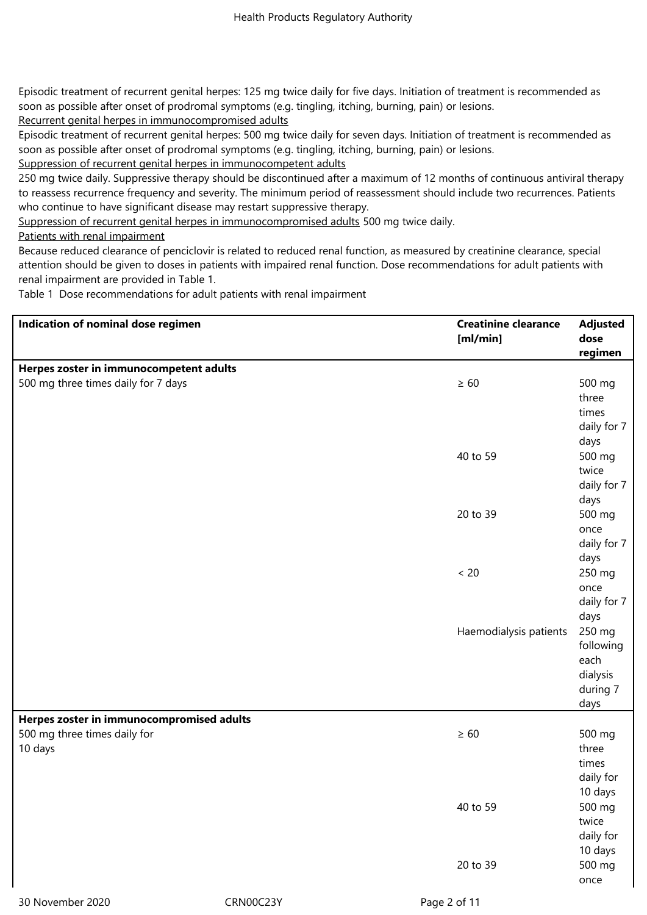Episodic treatment of recurrent genital herpes: 125 mg twice daily for five days. Initiation of treatment is recommended as soon as possible after onset of prodromal symptoms (e.g. tingling, itching, burning, pain) or lesions.

Recurrent genital herpes in immunocompromised adults

Episodic treatment of recurrent genital herpes: 500 mg twice daily for seven days. Initiation of treatment is recommended as soon as possible after onset of prodromal symptoms (e.g. tingling, itching, burning, pain) or lesions.

Suppression of recurrent genital herpes in immunocompetent adults

250 mg twice daily. Suppressive therapy should be discontinued after a maximum of 12 months of continuous antiviral therapy to reassess recurrence frequency and severity. The minimum period of reassessment should include two recurrences. Patients who continue to have significant disease may restart suppressive therapy.

Suppression of recurrent genital herpes in immunocompromised adults 500 mg twice daily.

Patients with renal impairment

Because reduced clearance of penciclovir is related to reduced renal function, as measured by creatinine clearance, special attention should be given to doses in patients with impaired renal function. Dose recommendations for adult patients with renal impairment are provided in Table 1.

Table 1 Dose recommendations for adult patients with renal impairment

| Indication of nominal dose regimen | Creatinine clearance [ml/min] | Adjusted dose regimen |
|---|---|---|
| **Herpes zoster in immunocompetent adults** | | |
| 500 mg three times daily for 7 days | ≥ 60 | 500 mg three times daily for 7 days |
| | 40 to 59 | 500 mg twice daily for 7 days |
| | 20 to 39 | 500 mg once daily for 7 days |
| | < 20 | 250 mg once daily for 7 days |
| | Haemodialysis patients | 250 mg following each dialysis during 7 days |
| **Herpes zoster in immunocompromised adults** | | |
| 500 mg three times daily for 10 days | ≥ 60 | 500 mg three times daily for 10 days |
| | 40 to 59 | 500 mg twice daily for 10 days |
| | 20 to 39 | 500 mg once |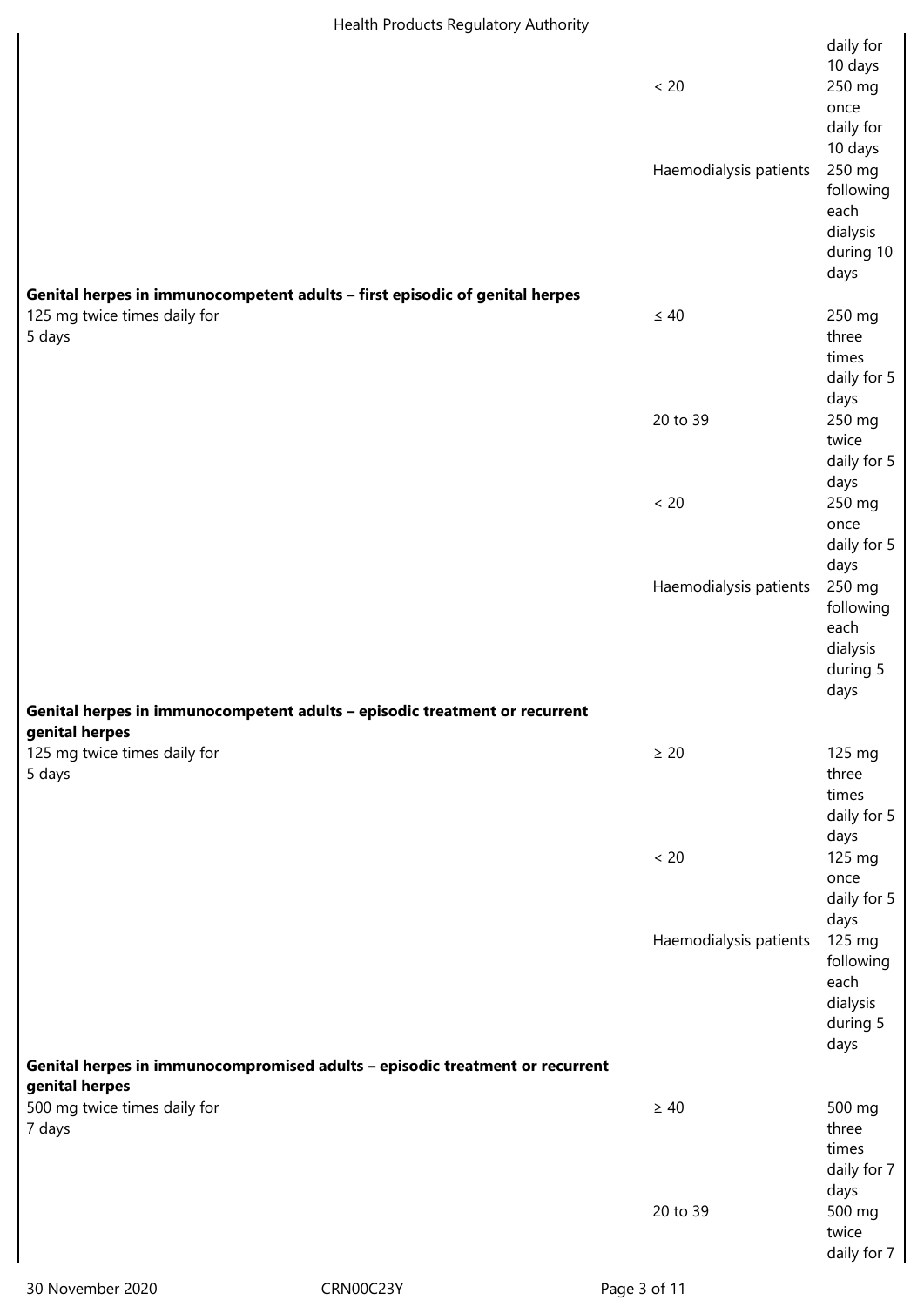| | | |
|---|---|---|
| | | daily for 10 days |
| | < 20 | 250 mg once daily for 10 days |
| | Haemodialysis patients | 250 mg following each dialysis during 10 days |
| **Genital herpes in immunocompetent adults – first episodic of genital herpes** | | |
| 125 mg twice times daily for 5 days | ≤ 40 | 250 mg three times daily for 5 days |
| | 20 to 39 | 250 mg twice daily for 5 days |
| | < 20 | 250 mg once daily for 5 days |
| | Haemodialysis patients | 250 mg following each dialysis during 5 days |
| **Genital herpes in immunocompetent adults – episodic treatment or recurrent genital herpes** | | |
| 125 mg twice times daily for 5 days | ≥ 20 | 125 mg three times daily for 5 days |
| | < 20 | 125 mg once daily for 5 days |
| | Haemodialysis patients | 125 mg following each dialysis during 5 days |
| **Genital herpes in immunocompromised adults – episodic treatment or recurrent genital herpes** | | |
| 500 mg twice times daily for 7 days | ≥ 40 | 500 mg three times daily for 7 days |
| | 20 to 39 | 500 mg twice daily for 7 |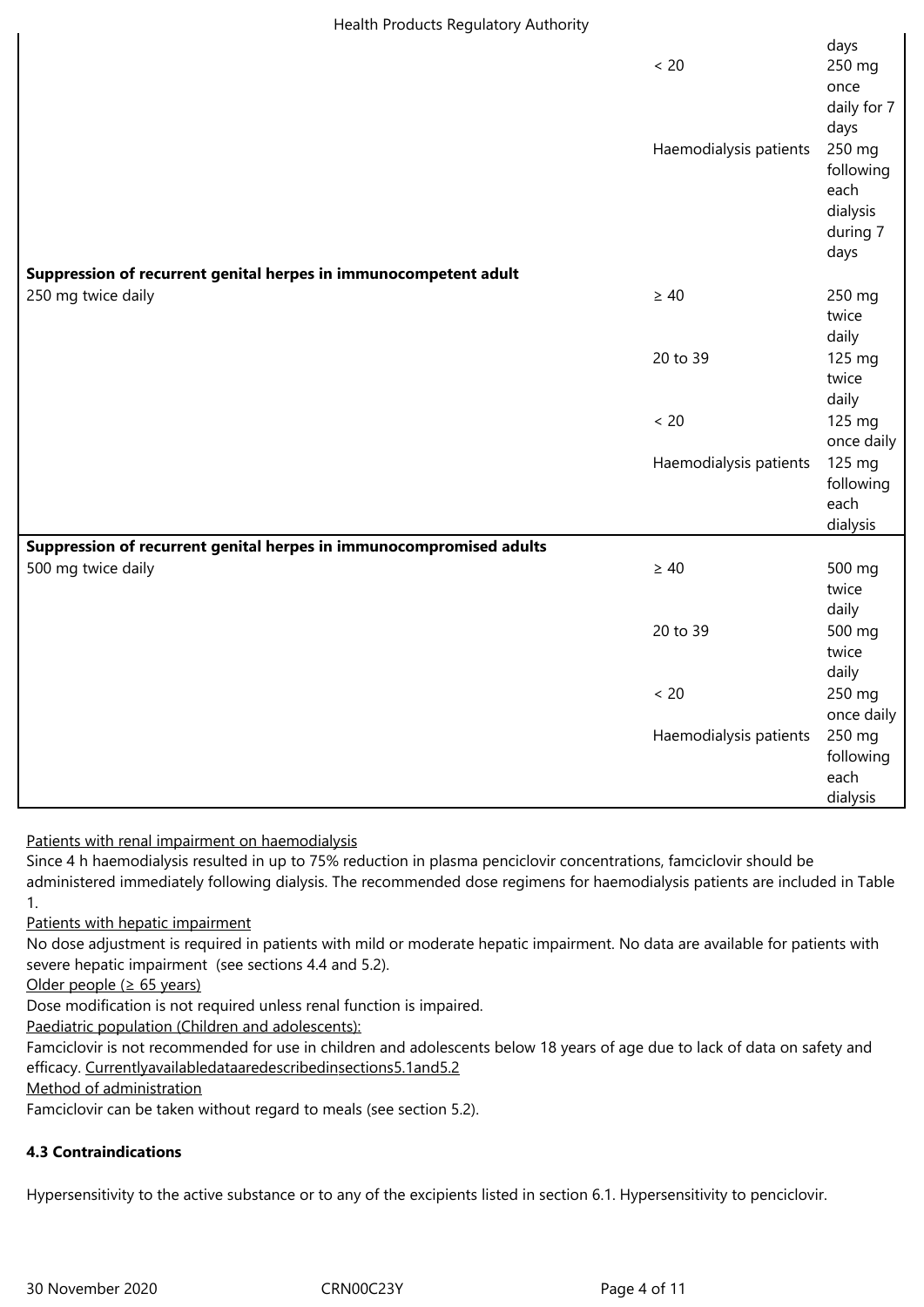| | | |
|---|---|---|
| | | days |
| | < 20 | 250 mg once daily for 7 days |
| | Haemodialysis patients | 250 mg following each dialysis during 7 days |
| **Suppression of recurrent genital herpes in immunocompetent adult** | | |
| 250 mg twice daily | ≥ 40 | 250 mg twice daily |
| | 20 to 39 | 125 mg twice daily |
| | < 20 | 125 mg once daily |
| | Haemodialysis patients | 125 mg following each dialysis |
| **Suppression of recurrent genital herpes in immunocompromised adults** | | |
| 500 mg twice daily | ≥ 40 | 500 mg twice daily |
| | 20 to 39 | 500 mg twice daily |
| | < 20 | 250 mg once daily |
| | Haemodialysis patients | 250 mg following each dialysis |

Patients with renal impairment on haemodialysis

Since 4 h haemodialysis resulted in up to 75% reduction in plasma penciclovir concentrations, famciclovir should be administered immediately following dialysis. The recommended dose regimens for haemodialysis patients are included in Table 1.

Patients with hepatic impairment

No dose adjustment is required in patients with mild or moderate hepatic impairment. No data are available for patients with severe hepatic impairment (see sections 4.4 and 5.2).

Older people (≥ 65 years)

Dose modification is not required unless renal function is impaired.

Paediatric population (Children and adolescents):

Famciclovir is not recommended for use in children and adolescents below 18 years of age due to lack of data on safety and efficacy. Currentlyavailabledataaredescribedinsections5.1and5.2

Method of administration

Famciclovir can be taken without regard to meals (see section 5.2).

**4.3 Contraindications**

Hypersensitivity to the active substance or to any of the excipients listed in section 6.1. Hypersensitivity to penciclovir.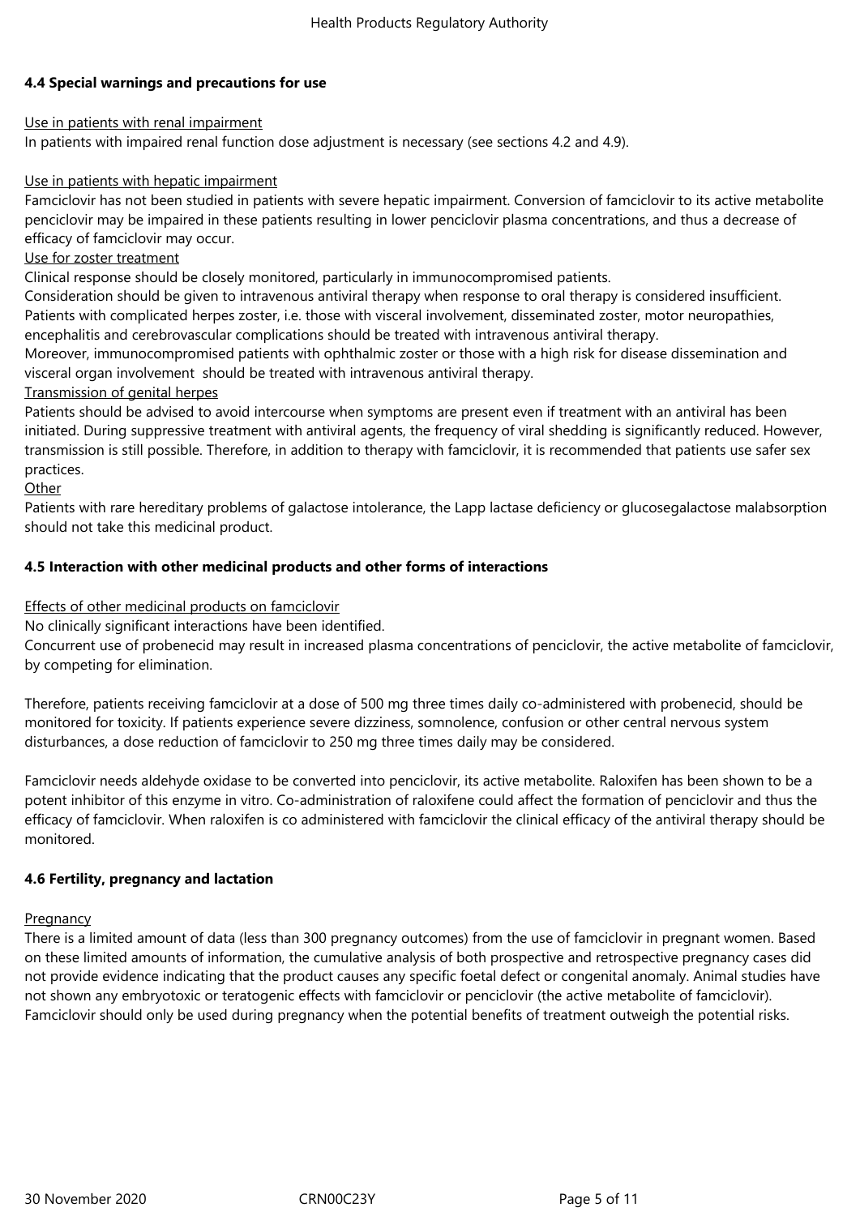### 4.4 Special warnings and precautions for use

Use in patients with renal impairment

In patients with impaired renal function dose adjustment is necessary (see sections 4.2 and 4.9).

Use in patients with hepatic impairment

Famciclovir has not been studied in patients with severe hepatic impairment. Conversion of famciclovir to its active metabolite penciclovir may be impaired in these patients resulting in lower penciclovir plasma concentrations, and thus a decrease of efficacy of famciclovir may occur.

Use for zoster treatment

Clinical response should be closely monitored, particularly in immunocompromised patients.

Consideration should be given to intravenous antiviral therapy when response to oral therapy is considered insufficient.

Patients with complicated herpes zoster, i.e. those with visceral involvement, disseminated zoster, motor neuropathies, encephalitis and cerebrovascular complications should be treated with intravenous antiviral therapy.

Moreover, immunocompromised patients with ophthalmic zoster or those with a high risk for disease dissemination and visceral organ involvement should be treated with intravenous antiviral therapy.

Transmission of genital herpes

Patients should be advised to avoid intercourse when symptoms are present even if treatment with an antiviral has been initiated. During suppressive treatment with antiviral agents, the frequency of viral shedding is significantly reduced. However, transmission is still possible. Therefore, in addition to therapy with famciclovir, it is recommended that patients use safer sex practices.

Other

Patients with rare hereditary problems of galactose intolerance, the Lapp lactase deficiency or glucosegalactose malabsorption should not take this medicinal product.

### 4.5 Interaction with other medicinal products and other forms of interactions

Effects of other medicinal products on famciclovir

No clinically significant interactions have been identified.

Concurrent use of probenecid may result in increased plasma concentrations of penciclovir, the active metabolite of famciclovir, by competing for elimination.

Therefore, patients receiving famciclovir at a dose of 500 mg three times daily co-administered with probenecid, should be monitored for toxicity. If patients experience severe dizziness, somnolence, confusion or other central nervous system disturbances, a dose reduction of famciclovir to 250 mg three times daily may be considered.

Famciclovir needs aldehyde oxidase to be converted into penciclovir, its active metabolite. Raloxifen has been shown to be a potent inhibitor of this enzyme in vitro. Co-administration of raloxifene could affect the formation of penciclovir and thus the efficacy of famciclovir. When raloxifen is co administered with famciclovir the clinical efficacy of the antiviral therapy should be monitored.

### 4.6 Fertility, pregnancy and lactation

Pregnancy

There is a limited amount of data (less than 300 pregnancy outcomes) from the use of famciclovir in pregnant women. Based on these limited amounts of information, the cumulative analysis of both prospective and retrospective pregnancy cases did not provide evidence indicating that the product causes any specific foetal defect or congenital anomaly. Animal studies have not shown any embryotoxic or teratogenic effects with famciclovir or penciclovir (the active metabolite of famciclovir). Famciclovir should only be used during pregnancy when the potential benefits of treatment outweigh the potential risks.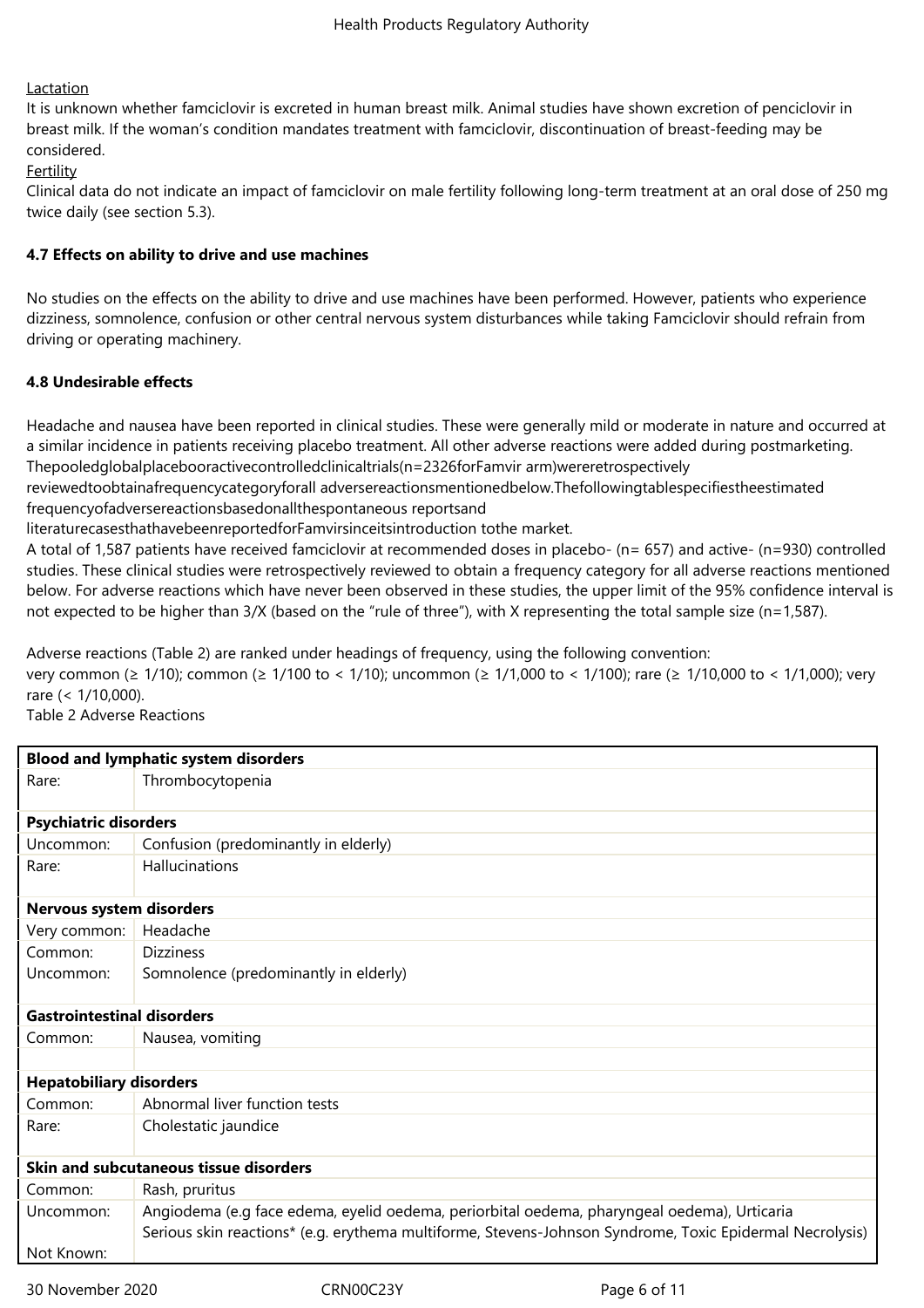Lactation

It is unknown whether famciclovir is excreted in human breast milk. Animal studies have shown excretion of penciclovir in breast milk. If the woman's condition mandates treatment with famciclovir, discontinuation of breast-feeding may be considered.

Fertility

Clinical data do not indicate an impact of famciclovir on male fertility following long-term treatment at an oral dose of 250 mg twice daily (see section 5.3).

### 4.7 Effects on ability to drive and use machines

No studies on the effects on the ability to drive and use machines have been performed. However, patients who experience dizziness, somnolence, confusion or other central nervous system disturbances while taking Famciclovir should refrain from driving or operating machinery.

### 4.8 Undesirable effects

Headache and nausea have been reported in clinical studies. These were generally mild or moderate in nature and occurred at a similar incidence in patients receiving placebo treatment. All other adverse reactions were added during postmarketing. Thepooledglobalplacebooractivecontrolledclinicaltrials(n=2326forFamvir arm)wereretrospectively reviewedtoobtainafrequencycategoryforall adversereactionsmentionedbelow.Thefollowingtablespecifiestheestimated frequencyofadversereactionsbasedonallthespontaneous reportsand literaturecasesthathavebeenreportedforFamvirsinceitsintroduction tothe market.

A total of 1,587 patients have received famciclovir at recommended doses in placebo- (n= 657) and active- (n=930) controlled studies. These clinical studies were retrospectively reviewed to obtain a frequency category for all adverse reactions mentioned below. For adverse reactions which have never been observed in these studies, the upper limit of the 95% confidence interval is not expected to be higher than 3/X (based on the "rule of three"), with X representing the total sample size (n=1,587).

Adverse reactions (Table 2) are ranked under headings of frequency, using the following convention:
very common (≥ 1/10); common (≥ 1/100 to < 1/10); uncommon (≥ 1/1,000 to < 1/100); rare (≥ 1/10,000 to < 1/1,000); very rare (< 1/10,000).

Table 2 Adverse Reactions

| | |
|---|---|
| **Blood and lymphatic system disorders** | |
| Rare: | Thrombocytopenia |
| **Psychiatric disorders** | |
| Uncommon: | Confusion (predominantly in elderly) |
| Rare: | Hallucinations |
| **Nervous system disorders** | |
| Very common: | Headache |
| Common: | Dizziness |
| Uncommon: | Somnolence (predominantly in elderly) |
| **Gastrointestinal disorders** | |
| Common: | Nausea, vomiting |
| | |
| **Hepatobiliary disorders** | |
| Common: | Abnormal liver function tests |
| Rare: | Cholestatic jaundice |
| **Skin and subcutaneous tissue disorders** | |
| Common: | Rash, pruritus |
| Uncommon: | Angiodema (e.g face edema, eyelid oedema, periorbital oedema, pharyngeal oedema), Urticaria |
| Not Known: | Serious skin reactions* (e.g. erythema multiforme, Stevens-Johnson Syndrome, Toxic Epidermal Necrolysis) |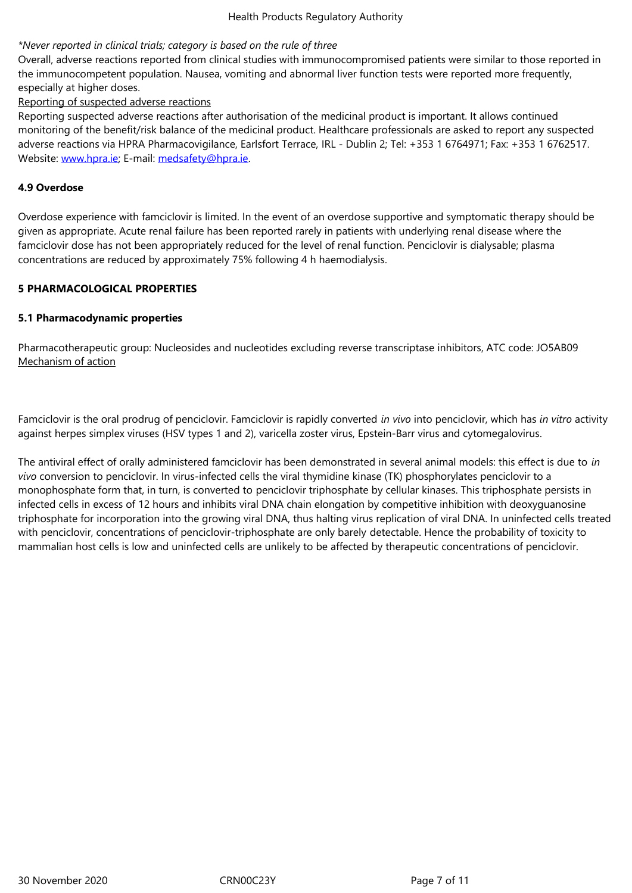*\*Never reported in clinical trials; category is based on the rule of three*

Overall, adverse reactions reported from clinical studies with immunocompromised patients were similar to those reported in the immunocompetent population. Nausea, vomiting and abnormal liver function tests were reported more frequently, especially at higher doses.

Reporting of suspected adverse reactions

Reporting suspected adverse reactions after authorisation of the medicinal product is important. It allows continued monitoring of the benefit/risk balance of the medicinal product. Healthcare professionals are asked to report any suspected adverse reactions via HPRA Pharmacovigilance, Earlsfort Terrace, IRL - Dublin 2; Tel: +353 1 6764971; Fax: +353 1 6762517. Website: www.hpra.ie; E-mail: medsafety@hpra.ie.

### 4.9 Overdose

Overdose experience with famciclovir is limited. In the event of an overdose supportive and symptomatic therapy should be given as appropriate. Acute renal failure has been reported rarely in patients with underlying renal disease where the famciclovir dose has not been appropriately reduced for the level of renal function. Penciclovir is dialysable; plasma concentrations are reduced by approximately 75% following 4 h haemodialysis.

## 5 PHARMACOLOGICAL PROPERTIES

### 5.1 Pharmacodynamic properties

Pharmacotherapeutic group: Nucleosides and nucleotides excluding reverse transcriptase inhibitors, ATC code: JO5AB09

Mechanism of action

Famciclovir is the oral prodrug of penciclovir. Famciclovir is rapidly converted *in vivo* into penciclovir, which has *in vitro* activity against herpes simplex viruses (HSV types 1 and 2), varicella zoster virus, Epstein-Barr virus and cytomegalovirus.

The antiviral effect of orally administered famciclovir has been demonstrated in several animal models: this effect is due to *in vivo* conversion to penciclovir. In virus-infected cells the viral thymidine kinase (TK) phosphorylates penciclovir to a monophosphate form that, in turn, is converted to penciclovir triphosphate by cellular kinases. This triphosphate persists in infected cells in excess of 12 hours and inhibits viral DNA chain elongation by competitive inhibition with deoxyguanosine triphosphate for incorporation into the growing viral DNA, thus halting virus replication of viral DNA. In uninfected cells treated with penciclovir, concentrations of penciclovir-triphosphate are only barely detectable. Hence the probability of toxicity to mammalian host cells is low and uninfected cells are unlikely to be affected by therapeutic concentrations of penciclovir.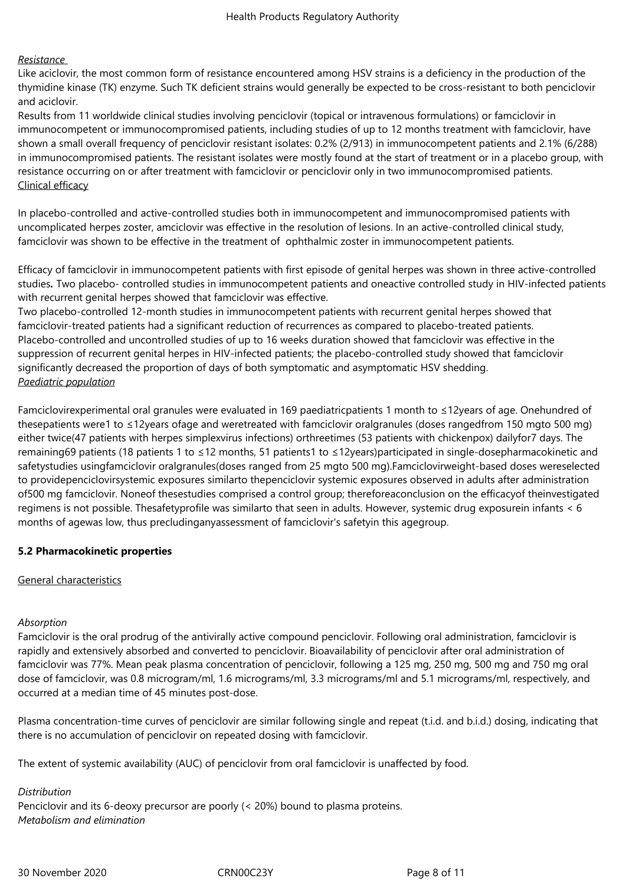*Resistance*

Like aciclovir, the most common form of resistance encountered among HSV strains is a deficiency in the production of the thymidine kinase (TK) enzyme. Such TK deficient strains would generally be expected to be cross-resistant to both penciclovir and aciclovir.

Results from 11 worldwide clinical studies involving penciclovir (topical or intravenous formulations) or famciclovir in immunocompetent or immunocompromised patients, including studies of up to 12 months treatment with famciclovir, have shown a small overall frequency of penciclovir resistant isolates: 0.2% (2/913) in immunocompetent patients and 2.1% (6/288) in immunocompromised patients. The resistant isolates were mostly found at the start of treatment or in a placebo group, with resistance occurring on or after treatment with famciclovir or penciclovir only in two immunocompromised patients.

Clinical efficacy

In placebo-controlled and active-controlled studies both in immunocompetent and immunocompromised patients with uncomplicated herpes zoster, amciclovir was effective in the resolution of lesions. In an active-controlled clinical study, famciclovir was shown to be effective in the treatment of ophthalmic zoster in immunocompetent patients.

Efficacy of famciclovir in immunocompetent patients with first episode of genital herpes was shown in three active-controlled studies**.** Two placebo- controlled studies in immunocompetent patients and oneactive controlled study in HIV-infected patients with recurrent genital herpes showed that famciclovir was effective.

Two placebo-controlled 12-month studies in immunocompetent patients with recurrent genital herpes showed that famciclovir-treated patients had a significant reduction of recurrences as compared to placebo-treated patients.

Placebo-controlled and uncontrolled studies of up to 16 weeks duration showed that famciclovir was effective in the suppression of recurrent genital herpes in HIV-infected patients; the placebo-controlled study showed that famciclovir significantly decreased the proportion of days of both symptomatic and asymptomatic HSV shedding.

*Paediatric population*

Famciclovirexperimental oral granules were evaluated in 169 paediatricpatients 1 month to ≤12years of age. Onehundred of thesepatients were1 to ≤12years ofage and weretreated with famciclovir oralgranules (doses rangedfrom 150 mgto 500 mg) either twice(47 patients with herpes simplexvirus infections) orthreetimes (53 patients with chickenpox) dailyfor7 days. The remaining69 patients (18 patients 1 to ≤12 months, 51 patients1 to ≤12years)participated in single-dosepharmacokinetic and safetystudies usingfamciclovir oralgranules(doses ranged from 25 mgto 500 mg).Famciclovirweight-based doses wereselected to providepenciclovirsystemic exposures similarto thepenciclovir systemic exposures observed in adults after administration of500 mg famciclovir. Noneof thesestudies comprised a control group; thereforeaconclusion on the efficacyof theinvestigated regimens is not possible. Thesafetyprofile was similarto that seen in adults. However, systemic drug exposurein infants < 6 months of agewas low, thus precludinganyassessment of famciclovir's safetyin this agegroup.

## 5.2 Pharmacokinetic properties

General characteristics

*Absorption*

Famciclovir is the oral prodrug of the antivirally active compound penciclovir. Following oral administration, famciclovir is rapidly and extensively absorbed and converted to penciclovir. Bioavailability of penciclovir after oral administration of famciclovir was 77%. Mean peak plasma concentration of penciclovir, following a 125 mg, 250 mg, 500 mg and 750 mg oral dose of famciclovir, was 0.8 microgram/ml, 1.6 micrograms/ml, 3.3 micrograms/ml and 5.1 micrograms/ml, respectively, and occurred at a median time of 45 minutes post-dose.

Plasma concentration-time curves of penciclovir are similar following single and repeat (t.i.d. and b.i.d.) dosing, indicating that there is no accumulation of penciclovir on repeated dosing with famciclovir.

The extent of systemic availability (AUC) of penciclovir from oral famciclovir is unaffected by food.

*Distribution*

Penciclovir and its 6-deoxy precursor are poorly (< 20%) bound to plasma proteins.

*Metabolism and elimination*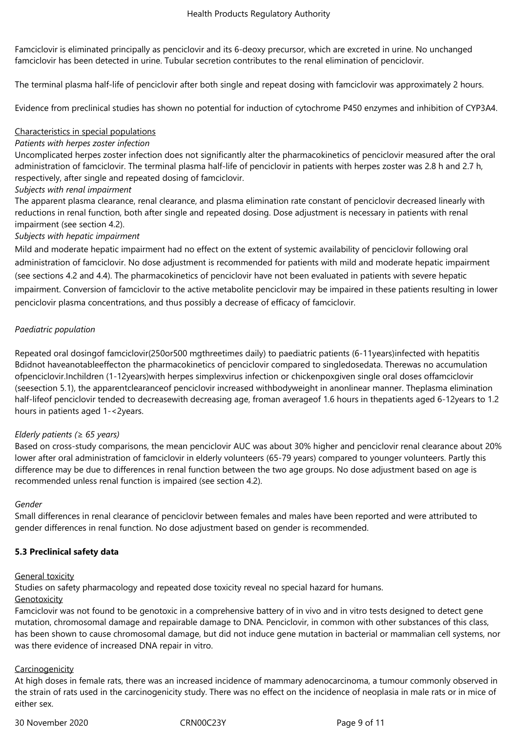Famciclovir is eliminated principally as penciclovir and its 6-deoxy precursor, which are excreted in urine. No unchanged famciclovir has been detected in urine. Tubular secretion contributes to the renal elimination of penciclovir.

The terminal plasma half-life of penciclovir after both single and repeat dosing with famciclovir was approximately 2 hours.

Evidence from preclinical studies has shown no potential for induction of cytochrome P450 enzymes and inhibition of CYP3A4.

Characteristics in special populations

*Patients with herpes zoster infection*

Uncomplicated herpes zoster infection does not significantly alter the pharmacokinetics of penciclovir measured after the oral administration of famciclovir. The terminal plasma half-life of penciclovir in patients with herpes zoster was 2.8 h and 2.7 h, respectively, after single and repeated dosing of famciclovir.

*Subjects with renal impairment*

The apparent plasma clearance, renal clearance, and plasma elimination rate constant of penciclovir decreased linearly with reductions in renal function, both after single and repeated dosing. Dose adjustment is necessary in patients with renal impairment (see section 4.2).

*Subjects with hepatic impairment*

Mild and moderate hepatic impairment had no effect on the extent of systemic availability of penciclovir following oral administration of famciclovir. No dose adjustment is recommended for patients with mild and moderate hepatic impairment (see sections 4.2 and 4.4). The pharmacokinetics of penciclovir have not been evaluated in patients with severe hepatic impairment. Conversion of famciclovir to the active metabolite penciclovir may be impaired in these patients resulting in lower penciclovir plasma concentrations, and thus possibly a decrease of efficacy of famciclovir.

*Paediatric population*

Repeated oral dosingof famciclovir(250or500 mgthreetimes daily) to paediatric patients (6-11years)infected with hepatitis Bdidnot haveanotableeffecton the pharmacokinetics of penciclovir compared to singledosedata. Therewas no accumulation ofpenciclovir.Inchildren (1-12years)with herpes simplexvirus infection or chickenpoxgiven single oral doses offamciclovir (seesection 5.1), the apparentclearanceof penciclovir increased withbodyweight in anonlinear manner. Theplasma elimination half-lifeof penciclovir tended to decreasewith decreasing age, froman averageof 1.6 hours in thepatients aged 6-12years to 1.2 hours in patients aged 1-<2years.

*Elderly patients (≥ 65 years)*

Based on cross-study comparisons, the mean penciclovir AUC was about 30% higher and penciclovir renal clearance about 20% lower after oral administration of famciclovir in elderly volunteers (65-79 years) compared to younger volunteers. Partly this difference may be due to differences in renal function between the two age groups. No dose adjustment based on age is recommended unless renal function is impaired (see section 4.2).

*Gender*

Small differences in renal clearance of penciclovir between females and males have been reported and were attributed to gender differences in renal function. No dose adjustment based on gender is recommended.

### 5.3 Preclinical safety data

General toxicity

Studies on safety pharmacology and repeated dose toxicity reveal no special hazard for humans.

Genotoxicity

Famciclovir was not found to be genotoxic in a comprehensive battery of in vivo and in vitro tests designed to detect gene mutation, chromosomal damage and repairable damage to DNA. Penciclovir, in common with other substances of this class, has been shown to cause chromosomal damage, but did not induce gene mutation in bacterial or mammalian cell systems, nor was there evidence of increased DNA repair in vitro.

Carcinogenicity

At high doses in female rats, there was an increased incidence of mammary adenocarcinoma, a tumour commonly observed in the strain of rats used in the carcinogenicity study. There was no effect on the incidence of neoplasia in male rats or in mice of either sex.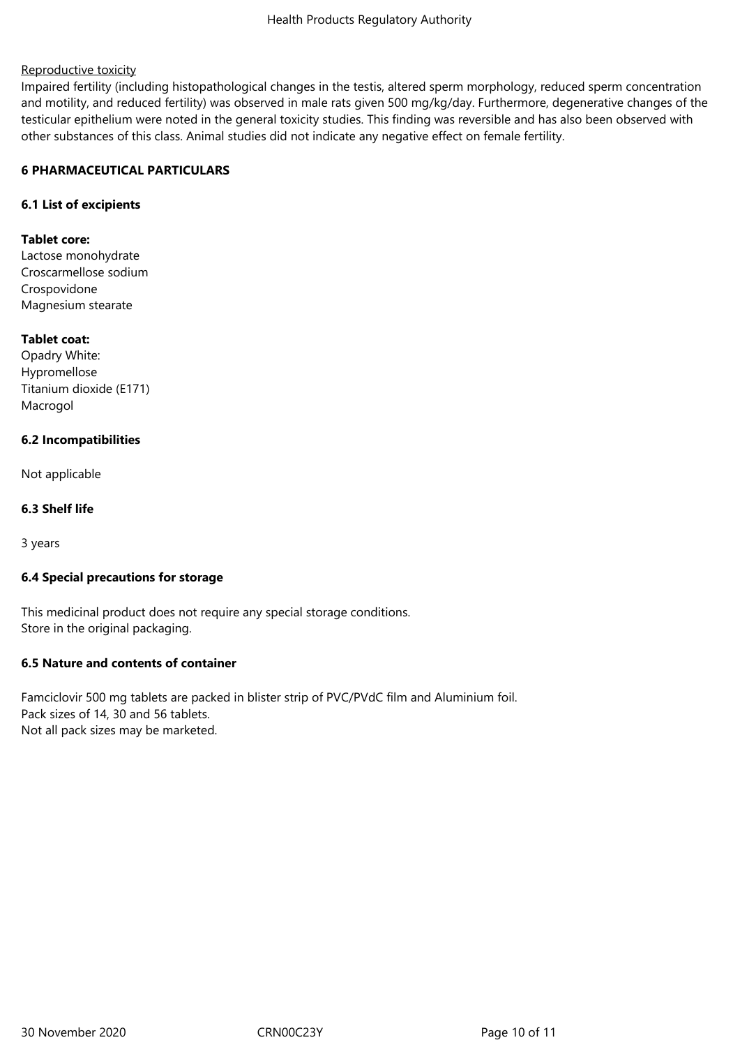Reproductive toxicity

Impaired fertility (including histopathological changes in the testis, altered sperm morphology, reduced sperm concentration and motility, and reduced fertility) was observed in male rats given 500 mg/kg/day. Furthermore, degenerative changes of the testicular epithelium were noted in the general toxicity studies. This finding was reversible and has also been observed with other substances of this class. Animal studies did not indicate any negative effect on female fertility.

## 6 PHARMACEUTICAL PARTICULARS

### 6.1 List of excipients

**Tablet core:**

Lactose monohydrate
Croscarmellose sodium
Crospovidone
Magnesium stearate

**Tablet coat:**

Opadry White:
Hypromellose
Titanium dioxide (E171)
Macrogol

### 6.2 Incompatibilities

Not applicable

### 6.3 Shelf life

3 years

### 6.4 Special precautions for storage

This medicinal product does not require any special storage conditions.
Store in the original packaging.

### 6.5 Nature and contents of container

Famciclovir 500 mg tablets are packed in blister strip of PVC/PVdC film and Aluminium foil.
Pack sizes of 14, 30 and 56 tablets.
Not all pack sizes may be marketed.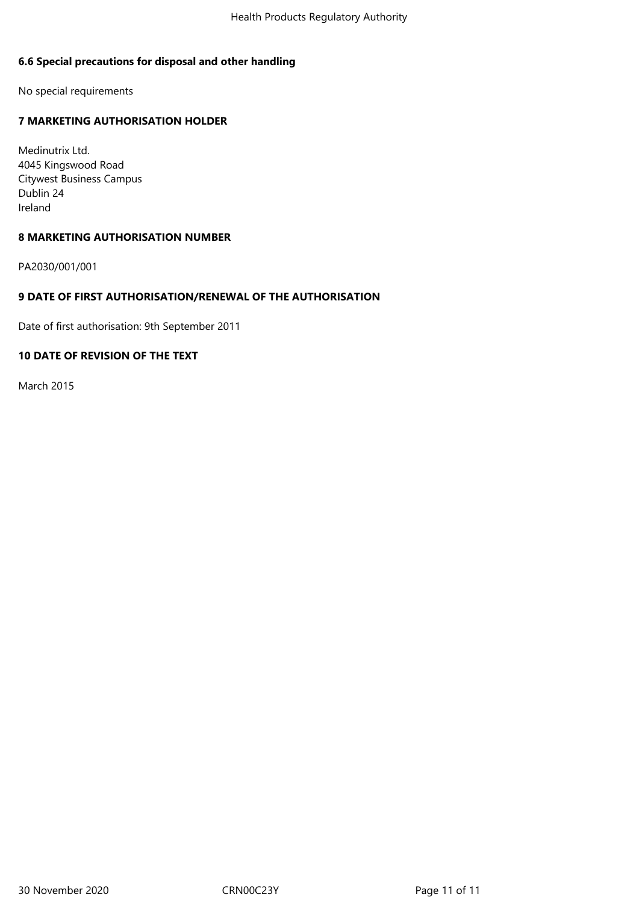### 6.6 Special precautions for disposal and other handling

No special requirements

## 7 MARKETING AUTHORISATION HOLDER

Medinutrix Ltd.
4045 Kingswood Road
Citywest Business Campus
Dublin 24
Ireland

## 8 MARKETING AUTHORISATION NUMBER

PA2030/001/001

## 9 DATE OF FIRST AUTHORISATION/RENEWAL OF THE AUTHORISATION

Date of first authorisation: 9th September 2011

## 10 DATE OF REVISION OF THE TEXT

March 2015